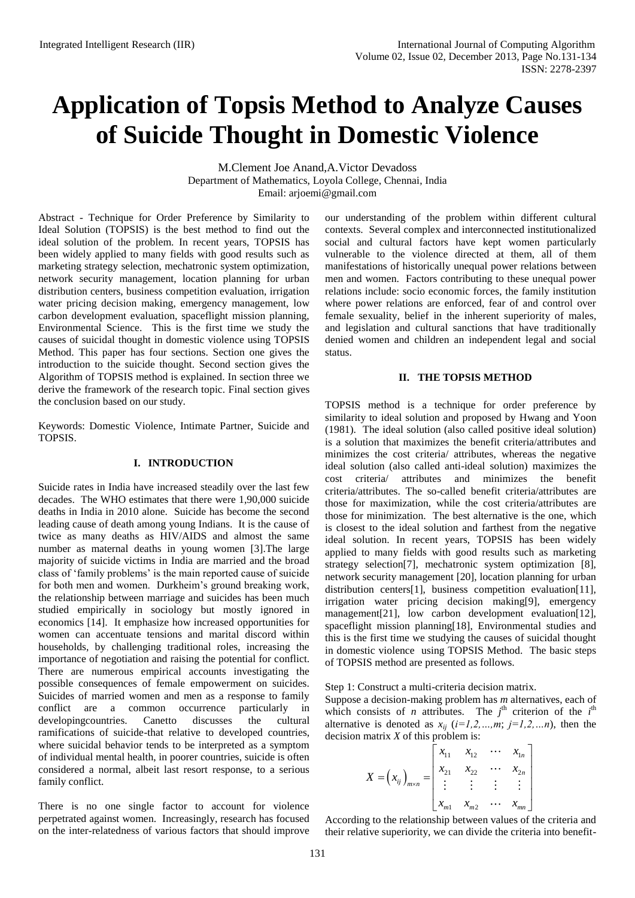# Application of Topsis Method to Analyze Causes of Suicide Thought in Domestic Violence

M.Clement Joe Anand,A.Victor Devadoss
Department of Mathematics, Loyola College, Chennai, India
Email: arjoemi@gmail.com

Abstract - Technique for Order Preference by Similarity to Ideal Solution (TOPSIS) is the best method to find out the ideal solution of the problem. In recent years, TOPSIS has been widely applied to many fields with good results such as marketing strategy selection, mechatronic system optimization, network security management, location planning for urban distribution centers, business competition evaluation, irrigation water pricing decision making, emergency management, low carbon development evaluation, spaceflight mission planning, Environmental Science. This is the first time we study the causes of suicidal thought in domestic violence using TOPSIS Method. This paper has four sections. Section one gives the introduction to the suicide thought. Second section gives the Algorithm of TOPSIS method is explained. In section three we derive the framework of the research topic. Final section gives the conclusion based on our study.

Keywords: Domestic Violence, Intimate Partner, Suicide and TOPSIS.

## I. INTRODUCTION

Suicide rates in India have increased steadily over the last few decades. The WHO estimates that there were 1,90,000 suicide deaths in India in 2010 alone. Suicide has become the second leading cause of death among young Indians. It is the cause of twice as many deaths as HIV/AIDS and almost the same number as maternal deaths in young women [3].The large majority of suicide victims in India are married and the broad class of 'family problems' is the main reported cause of suicide for both men and women. Durkheim's ground breaking work, the relationship between marriage and suicides has been much studied empirically in sociology but mostly ignored in economics [14]. It emphasize how increased opportunities for women can accentuate tensions and marital discord within households, by challenging traditional roles, increasing the importance of negotiation and raising the potential for conflict. There are numerous empirical accounts investigating the possible consequences of female empowerment on suicides. Suicides of married women and men as a response to family conflict are a common occurrence particularly in developingcountries. Canetto discusses the cultural ramifications of suicide-that relative to developed countries, where suicidal behavior tends to be interpreted as a symptom of individual mental health, in poorer countries, suicide is often considered a normal, albeit last resort response, to a serious family conflict.

There is no one single factor to account for violence perpetrated against women. Increasingly, research has focused on the inter-relatedness of various factors that should improve our understanding of the problem within different cultural contexts. Several complex and interconnected institutionalized social and cultural factors have kept women particularly vulnerable to the violence directed at them, all of them manifestations of historically unequal power relations between men and women. Factors contributing to these unequal power relations include: socio economic forces, the family institution where power relations are enforced, fear of and control over female sexuality, belief in the inherent superiority of males, and legislation and cultural sanctions that have traditionally denied women and children an independent legal and social status.

## II. THE TOPSIS METHOD

TOPSIS method is a technique for order preference by similarity to ideal solution and proposed by Hwang and Yoon (1981). The ideal solution (also called positive ideal solution) is a solution that maximizes the benefit criteria/attributes and minimizes the cost criteria/ attributes, whereas the negative ideal solution (also called anti-ideal solution) maximizes the cost criteria/ attributes and minimizes the benefit criteria/attributes. The so-called benefit criteria/attributes are those for maximization, while the cost criteria/attributes are those for minimization. The best alternative is the one, which is closest to the ideal solution and farthest from the negative ideal solution. In recent years, TOPSIS has been widely applied to many fields with good results such as marketing strategy selection[7], mechatronic system optimization [8], network security management [20], location planning for urban distribution centers[1], business competition evaluation[11], irrigation water pricing decision making[9], emergency management[21], low carbon development evaluation[12], spaceflight mission planning[18], Environmental studies and this is the first time we studying the causes of suicidal thought in domestic violence using TOPSIS Method. The basic steps of TOPSIS method are presented as follows.

Step 1: Construct a multi-criteria decision matrix.

Suppose a decision-making problem has $m$ alternatives, each of which consists of $n$ attributes. The $j^{\text{th}}$ criterion of the $i^{\text{th}}$ alternative is denoted as $x_{ij}$ ($i=1,2,\ldots,m$; $j=1,2,\ldots n$), then the decision matrix $X$ of this problem is:

$$X = \left(x_{ij}\right)_{m\times n} = \begin{bmatrix} x_{11} & x_{12} & \cdots & x_{1n} \\ x_{21} & x_{22} & \cdots & x_{2n} \\ \vdots & \vdots & \vdots & \vdots \\ x_{m1} & x_{m2} & \cdots & x_{mn} \end{bmatrix}$$

According to the relationship between values of the criteria and their relative superiority, we can divide the criteria into benefit-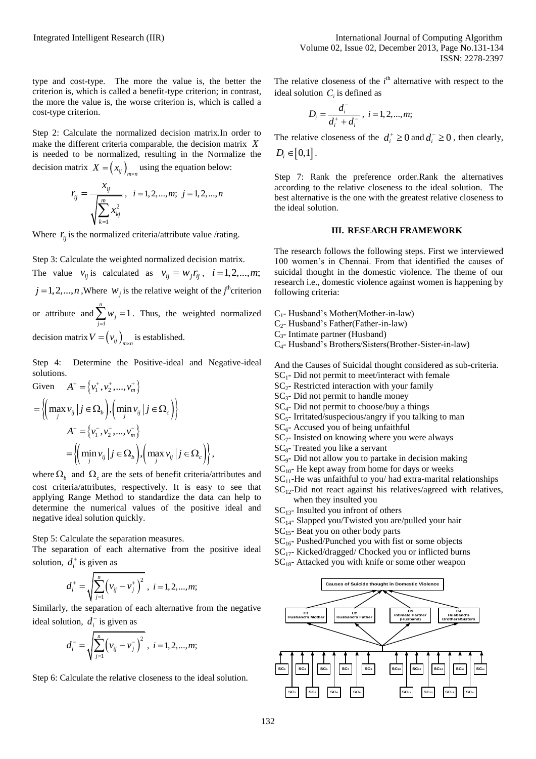type and cost-type. The more the value is, the better the criterion is, which is called a benefit-type criterion; in contrast, the more the value is, the worse criterion is, which is called a cost-type criterion.

Step 2: Calculate the normalized decision matrix.In order to make the different criteria comparable, the decision matrix $X$ is needed to be normalized, resulting in the Normalize the decision matrix $X = \left(x_{ij}\right)_{m\times n}$ using the equation below:

$$r_{ij} = \frac{x_{ij}}{\sqrt{\sum_{k=1}^{m} x_{kj}^2}}, \quad i = 1,2,...,m; \; j = 1,2,...,n$$

Where $r_{ij}$ is the normalized criteria/attribute value /rating.

Step 3: Calculate the weighted normalized decision matrix. The value $v_{ij}$ is calculated as $v_{ij} = w_j r_{ij}$, $i = 1,2,...,m;$ $j = 1,2,...,n$ ,Where $w_j$ is the relative weight of the $j^{th}$criterion or attribute and $\sum_{j=1}^{n} w_j = 1$. Thus, the weighted normalized decision matrix $V = \left(v_{ij}\right)_{m\times n}$ is established.

Step 4: Determine the Positive-ideal and Negative-ideal solutions.

$$\text{Given} \quad A^+ = \left\{v_1^+, v_2^+, ..., v_m^+\right\}$$
$$= \left\{\left(\max_j v_{ij} \mid j \in \Omega_b\right), \left(\min_j v_{ij} \mid j \in \Omega_c\right)\right\}$$
$$A^- = \left\{v_1^-, v_2^-, ..., v_m^-\right\}$$
$$= \left\{\left(\min_j v_{ij} \mid j \in \Omega_b\right), \left(\max_j v_{ij} \mid j \in \Omega_c\right)\right\},$$

where $\Omega_b$ and $\Omega_c$ are the sets of benefit criteria/attributes and cost criteria/attributes, respectively. It is easy to see that applying Range Method to standardize the data can help to determine the numerical values of the positive ideal and negative ideal solution quickly.

Step 5: Calculate the separation measures.

The separation of each alternative from the positive ideal solution, $d_i^+$ is given as

$$d_i^+ = \sqrt{\sum_{j=1}^{n} \left(v_{ij} - v_j^+\right)^2}, \quad i = 1,2,...,m;$$

Similarly, the separation of each alternative from the negative ideal solution, $d_i^-$ is given as

$$d_i^- = \sqrt{\sum_{j=1}^{n} \left(v_{ij} - v_j^-\right)^2}, \quad i = 1,2,...,m;$$

Step 6: Calculate the relative closeness to the ideal solution.

The relative closeness of the $i^{th}$ alternative with respect to the ideal solution $C_i$ is defined as

$$D_i = \frac{d_i^-}{d_i^+ + d_i^-}, \quad i = 1,2,...,m;$$

The relative closeness of the $d_i^+ \geq 0$ and $d_i^- \geq 0$, then clearly, $D_i \in [0,1]$.

Step 7: Rank the preference order.Rank the alternatives according to the relative closeness to the ideal solution. The best alternative is the one with the greatest relative closeness to the ideal solution.

## III. RESEARCH FRAMEWORK

The research follows the following steps. First we interviewed 100 women's in Chennai. From that identified the causes of suicidal thought in the domestic violence. The theme of our research i.e., domestic violence against women is happening by following criteria:

$C_1$- Husband's Mother(Mother-in-law)
$C_2$- Husband's Father(Father-in-law)
$C_3$- Intimate partner (Husband)
$C_4$- Husband's Brothers/Sisters(Brother-Sister-in-law)

And the Causes of Suicidal thought considered as sub-criteria.

$SC_1$- Did not permit to meet/interact with female
$SC_2$- Restricted interaction with your family
$SC_3$- Did not permit to handle money
$SC_4$- Did not permit to choose/buy a things
$SC_5$- Irritated/suspecious/angry if you talking to man
$SC_6$- Accused you of being unfaithful
$SC_7$- Insisted on knowing where you were always
$SC_8$- Treated you like a servant
$SC_9$- Did not allow you to partake in decision making
$SC_{10}$- He kept away from home for days or weeks
$SC_{11}$-He was unfaithful to you/ had extra-marital relationships
$SC_{12}$-Did not react against his relatives/agreed with relatives, when they insulted you
$SC_{13}$- Insulted you infront of others
$SC_{14}$- Slapped you/Twisted you are/pulled your hair
$SC_{15}$- Beat you on other body parts
$SC_{16}$- Pushed/Punched you with fist or some objects
$SC_{17}$- Kicked/dragged/ Chocked you or inflicted burns
$SC_{18}$- Attacked you with knife or some other weapon

Causes of Suicide thought in Domestic Violence

C1 Husband's Mother
C2 Husband's Father
C3 Intimate Partner (Husband)
C4 Husband's Brothers/Sisters

SC1 SC3 SC5 SC7 SC9 SC10 SC12 SC14 SC16 SC18
SC2 SC4 SC6 SC8 SC11 SC13 SC15 SC17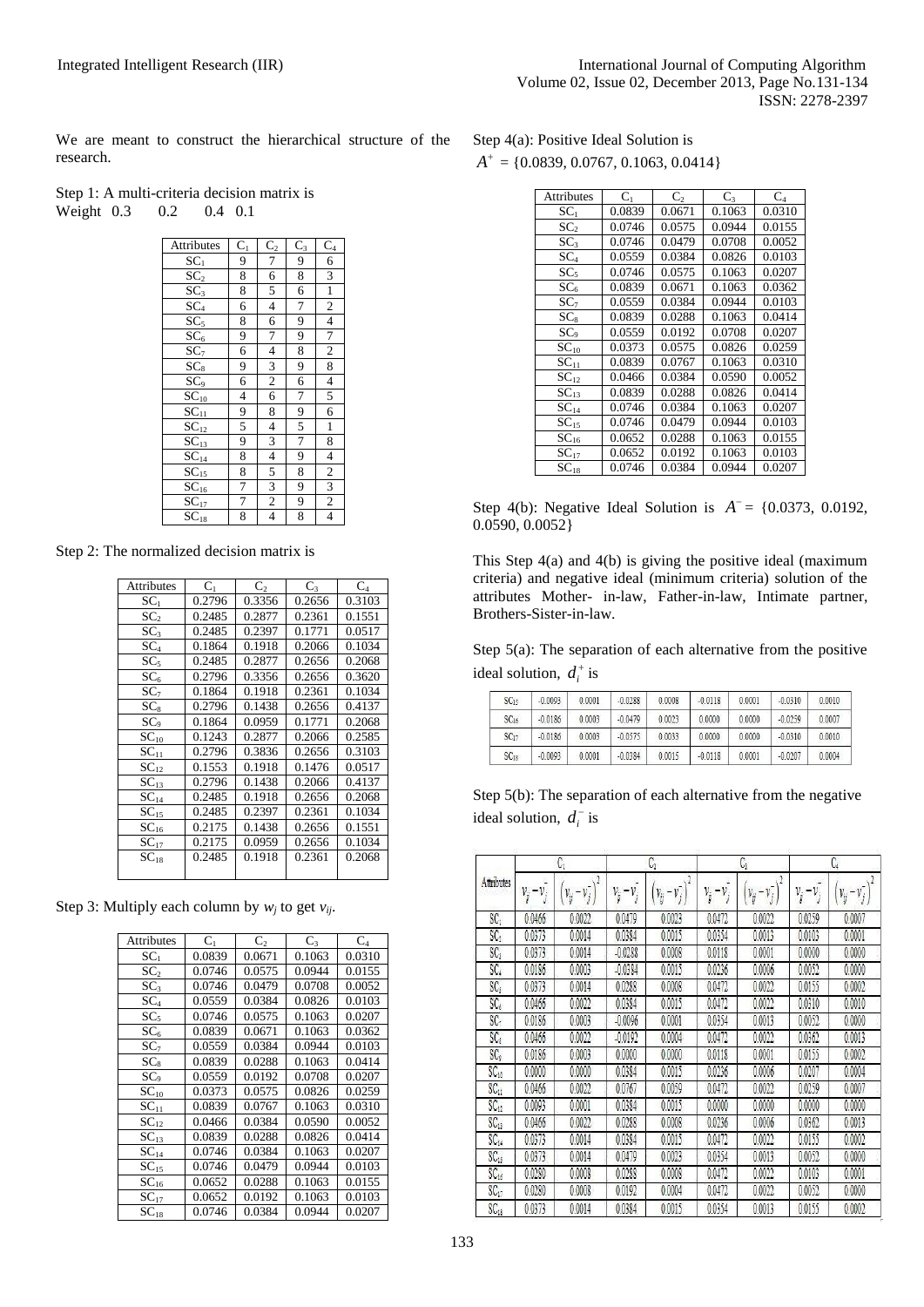We are meant to construct the hierarchical structure of the research.

Step 1: A multi-criteria decision matrix is

Weight 0.3 0.2 0.4 0.1

| Attributes | $C_1$ | $C_2$ | $C_3$ | $C_4$ |
|---|---|---|---|---|
| $SC_1$ | 9 | 7 | 9 | 6 |
| $SC_2$ | 8 | 6 | 8 | 3 |
| $SC_3$ | 8 | 5 | 6 | 1 |
| $SC_4$ | 6 | 4 | 7 | 2 |
| $SC_5$ | 8 | 6 | 9 | 4 |
| $SC_6$ | 9 | 7 | 9 | 7 |
| $SC_7$ | 6 | 4 | 8 | 2 |
| $SC_8$ | 9 | 3 | 9 | 8 |
| $SC_9$ | 6 | 2 | 6 | 4 |
| $SC_{10}$ | 4 | 6 | 7 | 5 |
| $SC_{11}$ | 9 | 8 | 9 | 6 |
| $SC_{12}$ | 5 | 4 | 5 | 1 |
| $SC_{13}$ | 9 | 3 | 7 | 8 |
| $SC_{14}$ | 8 | 4 | 9 | 4 |
| $SC_{15}$ | 8 | 5 | 8 | 2 |
| $SC_{16}$ | 7 | 3 | 9 | 3 |
| $SC_{17}$ | 7 | 2 | 9 | 2 |
| $SC_{18}$ | 8 | 4 | 8 | 4 |

Step 2: The normalized decision matrix is

| Attributes | $C_1$ | $C_2$ | $C_3$ | $C_4$ |
|---|---|---|---|---|
| $SC_1$ | 0.2796 | 0.3356 | 0.2656 | 0.3103 |
| $SC_2$ | 0.2485 | 0.2877 | 0.2361 | 0.1551 |
| $SC_3$ | 0.2485 | 0.2397 | 0.1771 | 0.0517 |
| $SC_4$ | 0.1864 | 0.1918 | 0.2066 | 0.1034 |
| $SC_5$ | 0.2485 | 0.2877 | 0.2656 | 0.2068 |
| $SC_6$ | 0.2796 | 0.3356 | 0.2656 | 0.3620 |
| $SC_7$ | 0.1864 | 0.1918 | 0.2361 | 0.1034 |
| $SC_8$ | 0.2796 | 0.1438 | 0.2656 | 0.4137 |
| $SC_9$ | 0.1864 | 0.0959 | 0.1771 | 0.2068 |
| $SC_{10}$ | 0.1243 | 0.2877 | 0.2066 | 0.2585 |
| $SC_{11}$ | 0.2796 | 0.3836 | 0.2656 | 0.3103 |
| $SC_{12}$ | 0.1553 | 0.1918 | 0.1476 | 0.0517 |
| $SC_{13}$ | 0.2796 | 0.1438 | 0.2066 | 0.4137 |
| $SC_{14}$ | 0.2485 | 0.1918 | 0.2656 | 0.2068 |
| $SC_{15}$ | 0.2485 | 0.2397 | 0.2361 | 0.1034 |
| $SC_{16}$ | 0.2175 | 0.1438 | 0.2656 | 0.1551 |
| $SC_{17}$ | 0.2175 | 0.0959 | 0.2656 | 0.1034 |
| $SC_{18}$ | 0.2485 | 0.1918 | 0.2361 | 0.2068 |

Step 3: Multiply each column by $w_j$ to get $v_{ij}$.

| Attributes | $C_1$ | $C_2$ | $C_3$ | $C_4$ |
|---|---|---|---|---|
| $SC_1$ | 0.0839 | 0.0671 | 0.1063 | 0.0310 |
| $SC_2$ | 0.0746 | 0.0575 | 0.0944 | 0.0155 |
| $SC_3$ | 0.0746 | 0.0479 | 0.0708 | 0.0052 |
| $SC_4$ | 0.0559 | 0.0384 | 0.0826 | 0.0103 |
| $SC_5$ | 0.0746 | 0.0575 | 0.1063 | 0.0207 |
| $SC_6$ | 0.0839 | 0.0671 | 0.1063 | 0.0362 |
| $SC_7$ | 0.0559 | 0.0384 | 0.0944 | 0.0103 |
| $SC_8$ | 0.0839 | 0.0288 | 0.1063 | 0.0414 |
| $SC_9$ | 0.0559 | 0.0192 | 0.0708 | 0.0207 |
| $SC_{10}$ | 0.0373 | 0.0575 | 0.0826 | 0.0259 |
| $SC_{11}$ | 0.0839 | 0.0767 | 0.1063 | 0.0310 |
| $SC_{12}$ | 0.0466 | 0.0384 | 0.0590 | 0.0052 |
| $SC_{13}$ | 0.0839 | 0.0288 | 0.0826 | 0.0414 |
| $SC_{14}$ | 0.0746 | 0.0384 | 0.1063 | 0.0207 |
| $SC_{15}$ | 0.0746 | 0.0479 | 0.0944 | 0.0103 |
| $SC_{16}$ | 0.0652 | 0.0288 | 0.1063 | 0.0155 |
| $SC_{17}$ | 0.0652 | 0.0192 | 0.1063 | 0.0103 |
| $SC_{18}$ | 0.0746 | 0.0384 | 0.0944 | 0.0207 |

Step 4(a): Positive Ideal Solution is

$A^{+}$ = {0.0839, 0.0767, 0.1063, 0.0414}

| Attributes | $C_1$ | $C_2$ | $C_3$ | $C_4$ |
|---|---|---|---|---|
| $SC_1$ | 0.0839 | 0.0671 | 0.1063 | 0.0310 |
| $SC_2$ | 0.0746 | 0.0575 | 0.0944 | 0.0155 |
| $SC_3$ | 0.0746 | 0.0479 | 0.0708 | 0.0052 |
| $SC_4$ | 0.0559 | 0.0384 | 0.0826 | 0.0103 |
| $SC_5$ | 0.0746 | 0.0575 | 0.1063 | 0.0207 |
| $SC_6$ | 0.0839 | 0.0671 | 0.1063 | 0.0362 |
| $SC_7$ | 0.0559 | 0.0384 | 0.0944 | 0.0103 |
| $SC_8$ | 0.0839 | 0.0288 | 0.1063 | 0.0414 |
| $SC_9$ | 0.0559 | 0.0192 | 0.0708 | 0.0207 |
| $SC_{10}$ | 0.0373 | 0.0575 | 0.0826 | 0.0259 |
| $SC_{11}$ | 0.0839 | 0.0767 | 0.1063 | 0.0310 |
| $SC_{12}$ | 0.0466 | 0.0384 | 0.0590 | 0.0052 |
| $SC_{13}$ | 0.0839 | 0.0288 | 0.0826 | 0.0414 |
| $SC_{14}$ | 0.0746 | 0.0384 | 0.1063 | 0.0207 |
| $SC_{15}$ | 0.0746 | 0.0479 | 0.0944 | 0.0103 |
| $SC_{16}$ | 0.0652 | 0.0288 | 0.1063 | 0.0155 |
| $SC_{17}$ | 0.0652 | 0.0192 | 0.1063 | 0.0103 |
| $SC_{18}$ | 0.0746 | 0.0384 | 0.0944 | 0.0207 |

Step 4(b): Negative Ideal Solution is $A^{-}$ = {0.0373, 0.0192, 0.0590, 0.0052}

This Step 4(a) and 4(b) is giving the positive ideal (maximum criteria) and negative ideal (minimum criteria) solution of the attributes Mother- in-law, Father-in-law, Intimate partner, Brothers-Sister-in-law.

Step 5(a): The separation of each alternative from the positive ideal solution, $d_i^{+}$ is

| | | | | | | | | |
|---|---|---|---|---|---|---|---|---|
| $SC_{15}$ | -0.0093 | 0.0001 | -0.0288 | 0.0008 | -0.0118 | 0.0001 | -0.0310 | 0.0010 |
| $SC_{16}$ | -0.0186 | 0.0003 | -0.0479 | 0.0023 | 0.0000 | 0.0000 | -0.0259 | 0.0007 |
| $SC_{17}$ | -0.0186 | 0.0003 | -0.0575 | 0.0033 | 0.0000 | 0.0000 | -0.0310 | 0.0010 |
| $SC_{18}$ | -0.0093 | 0.0001 | -0.0384 | 0.0015 | -0.0118 | 0.0001 | -0.0207 | 0.0004 |

Step 5(b): The separation of each alternative from the negative ideal solution, $d_i^{-}$ is

| Attributes | $C_1$ | | $C_2$ | | $C_3$ | | $C_4$ | |
|---|---|---|---|---|---|---|---|---|
| | $v_{ij}-v_j^{-}$ | $\left(v_{ij}-v_j^{-}\right)^2$ | $v_{ij}-v_j^{-}$ | $\left(v_{ij}-v_j^{-}\right)^2$ | $v_{ij}-v_j^{-}$ | $\left(v_{ij}-v_j^{-}\right)^2$ | $v_{ij}-v_j^{-}$ | $\left(v_{ij}-v_j^{-}\right)^2$ |
| $SC_1$ | 0.0466 | 0.0022 | 0.0479 | 0.0023 | 0.0472 | 0.0022 | 0.0259 | 0.0007 |
| $SC_2$ | 0.0373 | 0.0014 | 0.0384 | 0.0015 | 0.0354 | 0.0013 | 0.0103 | 0.0001 |
| $SC_3$ | 0.0373 | 0.0014 | -0.0288 | 0.0008 | 0.0118 | 0.0001 | 0.0000 | 0.0000 |
| $SC_4$ | 0.0186 | 0.0003 | -0.0384 | 0.0015 | 0.0236 | 0.0006 | 0.0052 | 0.0000 |
| $SC_5$ | 0.0373 | 0.0014 | 0.0288 | 0.0008 | 0.0472 | 0.0022 | 0.0155 | 0.0002 |
| $SC_6$ | 0.0466 | 0.0022 | 0.0384 | 0.0015 | 0.0472 | 0.0022 | 0.0310 | 0.0010 |
| $SC_7$ | 0.0186 | 0.0003 | -0.0096 | 0.0001 | 0.0354 | 0.0013 | 0.0052 | 0.0000 |
| $SC_8$ | 0.0466 | 0.0022 | -0.0192 | 0.0004 | 0.0472 | 0.0022 | 0.0362 | 0.0013 |
| $SC_9$ | 0.0186 | 0.0003 | 0.0000 | 0.0000 | 0.0118 | 0.0001 | 0.0155 | 0.0002 |
| $SC_{10}$ | 0.0000 | 0.0000 | 0.0384 | 0.0015 | 0.0236 | 0.0006 | 0.0207 | 0.0004 |
| $SC_{11}$ | 0.0466 | 0.0022 | 0.0767 | 0.0059 | 0.0472 | 0.0022 | 0.0259 | 0.0007 |
| $SC_{12}$ | 0.0093 | 0.0001 | 0.0384 | 0.0015 | 0.0000 | 0.0000 | 0.0000 | 0.0000 |
| $SC_{13}$ | 0.0466 | 0.0022 | 0.0288 | 0.0008 | 0.0236 | 0.0006 | 0.0362 | 0.0013 |
| $SC_{14}$ | 0.0373 | 0.0014 | 0.0384 | 0.0015 | 0.0472 | 0.0022 | 0.0155 | 0.0002 |
| $SC_{15}$ | 0.0373 | 0.0014 | 0.0479 | 0.0023 | 0.0354 | 0.0013 | 0.0052 | 0.0000 |
| $SC_{16}$ | 0.0280 | 0.0008 | 0.0288 | 0.0008 | 0.0472 | 0.0022 | 0.0103 | 0.0001 |
| $SC_{17}$ | 0.0280 | 0.0008 | 0.0192 | 0.0004 | 0.0472 | 0.0022 | 0.0052 | 0.0000 |
| $SC_{18}$ | 0.0373 | 0.0014 | 0.0384 | 0.0015 | 0.0354 | 0.0013 | 0.0155 | 0.0002 |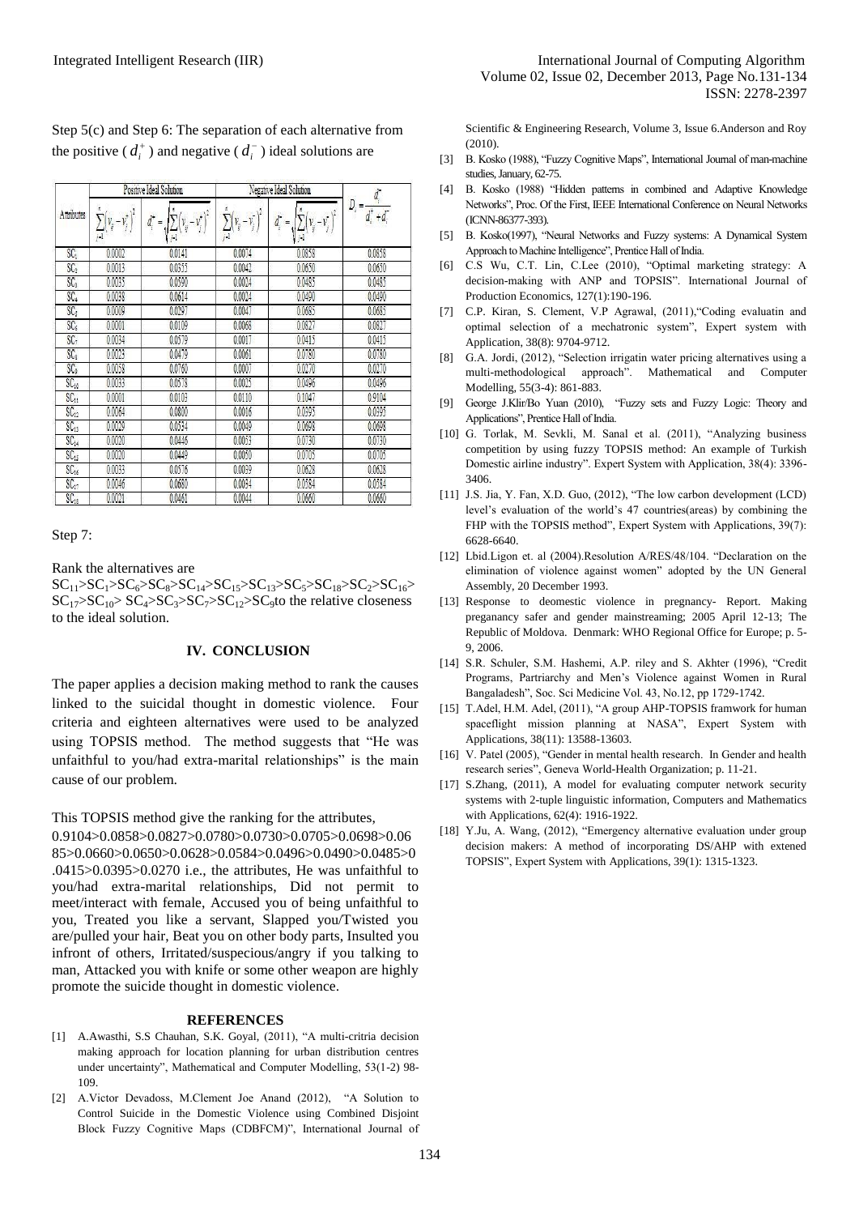Step 5(c) and Step 6: The separation of each alternative from the positive ( $d_i^+$ ) and negative ( $d_i^-$ ) ideal solutions are

| Attributes | Positive Ideal Solution | | Negative Ideal Solution | | $D_i = \frac{d_i^-}{d_i^+ + d_i^-}$ |
|---|---|---|---|---|---|
| | $\sum_{j=1}^{n}(v_{ij}-v_j^+)^2$ | $d_i^+ = \sqrt{\sum_{j=1}^{n}(v_{ij}-v_j^+)^2}$ | $\sum_{j=1}^{n}(v_{ij}-v_j^-)^2$ | $d_i^- = \sqrt{\sum_{j=1}^{n}(v_{ij}-v_j^-)^2}$ | |
| $SC_1$ | 0.0002 | 0.0141 | 0.0074 | 0.0858 | 0.0858 |
| $SC_2$ | 0.0013 | 0.0355 | 0.0042 | 0.0650 | 0.0650 |
| $SC_3$ | 0.0035 | 0.0590 | 0.0024 | 0.0485 | 0.0485 |
| $SC_4$ | 0.0038 | 0.0614 | 0.0024 | 0.0490 | 0.0490 |
| $SC_5$ | 0.0009 | 0.0297 | 0.0047 | 0.0685 | 0.0685 |
| $SC_6$ | 0.0001 | 0.0109 | 0.0068 | 0.0827 | 0.0827 |
| $SC_7$ | 0.0034 | 0.0579 | 0.0017 | 0.0415 | 0.0415 |
| $SC_8$ | 0.0023 | 0.0479 | 0.0061 | 0.0780 | 0.0780 |
| $SC_9$ | 0.0058 | 0.0760 | 0.0007 | 0.0270 | 0.0270 |
| $SC_{10}$ | 0.0033 | 0.0578 | 0.0025 | 0.0496 | 0.0496 |
| $SC_{11}$ | 0.0001 | 0.0103 | 0.0110 | 0.1047 | 0.9104 |
| $SC_{12}$ | 0.0064 | 0.0800 | 0.0016 | 0.0395 | 0.0395 |
| $SC_{13}$ | 0.0029 | 0.0534 | 0.0049 | 0.0698 | 0.0698 |
| $SC_{14}$ | 0.0020 | 0.0446 | 0.0053 | 0.0730 | 0.0730 |
| $SC_{15}$ | 0.0020 | 0.0449 | 0.0050 | 0.0705 | 0.0705 |
| $SC_{16}$ | 0.0033 | 0.0576 | 0.0039 | 0.0628 | 0.0628 |
| $SC_{17}$ | 0.0046 | 0.0680 | 0.0034 | 0.0584 | 0.0584 |
| $SC_{18}$ | 0.0021 | 0.0461 | 0.0044 | 0.0660 | 0.0660 |

Step 7:

Rank the alternatives are

$SC_{11}>SC_1>SC_6>SC_8>SC_{14}>SC_{15}>SC_{13}>SC_5>SC_{18}>SC_2>SC_{16}>SC_{17}>SC_{10}>SC_4>SC_3>SC_7>SC_{12}>SC_9$to the relative closeness to the ideal solution.

## IV. CONCLUSION

The paper applies a decision making method to rank the causes linked to the suicidal thought in domestic violence. Four criteria and eighteen alternatives were used to be analyzed using TOPSIS method. The method suggests that "He was unfaithful to you/had extra-marital relationships" is the main cause of our problem.

This TOPSIS method give the ranking for the attributes, 0.9104>0.0858>0.0827>0.0780>0.0730>0.0705>0.0698>0.0685>0.0660>0.0650>0.0628>0.0584>0.0496>0.0490>0.0485>0.0415>0.0395>0.0270 i.e., the attributes, He was unfaithful to you/had extra-marital relationships, Did not permit to meet/interact with female, Accused you of being unfaithful to you, Treated you like a servant, Slapped you/Twisted you are/pulled your hair, Beat you on other body parts, Insulted you infront of others, Irritated/suspecious/angry if you talking to man, Attacked you with knife or some other weapon are highly promote the suicide thought in domestic violence.

## REFERENCES

[1] A.Awasthi, S.S Chauhan, S.K. Goyal, (2011), "A multi-critria decision making approach for location planning for urban distribution centres under uncertainty", Mathematical and Computer Modelling, 53(1-2) 98-109.

[2] A.Victor Devadoss, M.Clement Joe Anand (2012), "A Solution to Control Suicide in the Domestic Violence using Combined Disjoint Block Fuzzy Cognitive Maps (CDBFCM)", International Journal of Scientific & Engineering Research, Volume 3, Issue 6.Anderson and Roy (2010).

[3] B. Kosko (1988), "Fuzzy Cognitive Maps", International Journal of man-machine studies, January, 62-75.

[4] B. Kosko (1988) "Hidden patterns in combined and Adaptive Knowledge Networks", Proc. Of the First, IEEE International Conference on Neural Networks (ICNN-86377-393).

[5] B. Kosko(1997), "Neural Networks and Fuzzy systems: A Dynamical System Approach to Machine Intelligence", Prentice Hall of India.

[6] C.S Wu, C.T. Lin, C.Lee (2010), "Optimal marketing strategy: A decision-making with ANP and TOPSIS". International Journal of Production Economics, 127(1):190-196.

[7] C.P. Kiran, S. Clement, V.P Agrawal, (2011),"Coding evaluatin and optimal selection of a mechatronic system", Expert system with Application, 38(8): 9704-9712.

[8] G.A. Jordi, (2012), "Selection irrigatin water pricing alternatives using a multi-methodological approach". Mathematical and Computer Modelling, 55(3-4): 861-883.

[9] George J.Klir/Bo Yuan (2010), "Fuzzy sets and Fuzzy Logic: Theory and Applications", Prentice Hall of India.

[10] G. Torlak, M. Sevkli, M. Sanal et al. (2011), "Analyzing business competition by using fuzzy TOPSIS method: An example of Turkish Domestic airline industry". Expert System with Application, 38(4): 3396-3406.

[11] J.S. Jia, Y. Fan, X.D. Guo, (2012), "The low carbon development (LCD) level's evaluation of the world's 47 countries(areas) by combining the FHP with the TOPSIS method", Expert System with Applications, 39(7): 6628-6640.

[12] Lbid.Ligon et. al (2004).Resolution A/RES/48/104. "Declaration on the elimination of violence against women" adopted by the UN General Assembly, 20 December 1993.

[13] Response to deomestic violence in pregnancy- Report. Making preganancy safer and gender mainsteaming; 2005 April 12-13; The Republic of Moldova. Denmark: WHO Regional Office for Europe; p. 5-9, 2006.

[14] S.R. Schuler, S.M. Hashemi, A.P. riley and S. Akhter (1996), "Credit Programs, Partriarchy and Men's Violence against Women in Rural Bangaladesh", Soc. Sci Medicine Vol. 43, No.12, pp 1729-1742.

[15] T.Adel, H.M. Adel, (2011), "A group AHP-TOPSIS framwork for human spaceflight mission planning at NASA", Expert System with Applications, 38(11): 13588-13603.

[16] V. Patel (2005), "Gender in mental health research. In Gender and health research series", Geneva World-Health Organization; p. 11-21.

[17] S.Zhang, (2011), A model for evaluating computer network security systems with 2-tuple linguistic information, Computers and Mathematics with Applications, 62(4): 1916-1922.

[18] Y.Ju, A. Wang, (2012), "Emergency alternative evaluation under group decision makers: A method of incorporating DS/AHP with extened TOPSIS", Expert System with Applications, 39(1): 1315-1323.